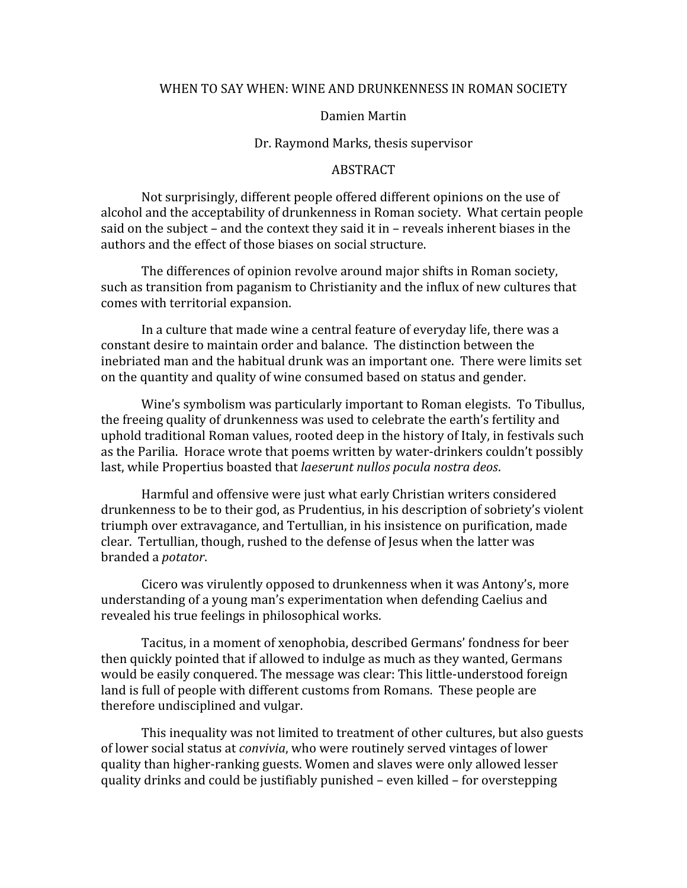# WHEN TO SAY WHEN: WINE AND DRUNKENNESS IN ROMAN SOCIETY

Damien Martin

Dr. Raymond Marks, thesis supervisor

## ABSTRACT

Not surprisingly, different people offered different opinions on the use of alcohol and the acceptability of drunkenness in Roman society. What certain people said on the subject – and the context they said it in – reveals inherent biases in the authors and the effect of those biases on social structure.

The differences of opinion revolve around major shifts in Roman society, such as transition from paganism to Christianity and the influx of new cultures that comes with territorial expansion.

In a culture that made wine a central feature of everyday life, there was a constant desire to maintain order and balance. The distinction between the inebriated man and the habitual drunk was an important one. There were limits set on the quantity and quality of wine consumed based on status and gender.

Wine's symbolism was particularly important to Roman elegists. To Tibullus, the freeing quality of drunkenness was used to celebrate the earth's fertility and uphold traditional Roman values, rooted deep in the history of Italy, in festivals such as the Parilia. Horace wrote that poems written by water-drinkers couldn't possibly last, while Propertius boasted that *laeserunt nullos pocula nostra deos*.

Harmful and offensive were just what early Christian writers considered drunkenness to be to their god, as Prudentius, in his description of sobriety's violent triumph over extravagance, and Tertullian, in his insistence on purification, made clear. Tertullian, though, rushed to the defense of Jesus when the latter was branded a *potator*.

Cicero was virulently opposed to drunkenness when it was Antony's, more understanding of a young man's experimentation when defending Caelius and revealed his true feelings in philosophical works.

Tacitus, in a moment of xenophobia, described Germans' fondness for beer then quickly pointed that if allowed to indulge as much as they wanted, Germans would be easily conquered. The message was clear: This little-understood foreign land is full of people with different customs from Romans. These people are therefore undisciplined and vulgar.

This inequality was not limited to treatment of other cultures, but also guests of lower social status at *convivia*, who were routinely served vintages of lower quality than higher-ranking guests. Women and slaves were only allowed lesser quality drinks and could be justifiably punished – even killed – for overstepping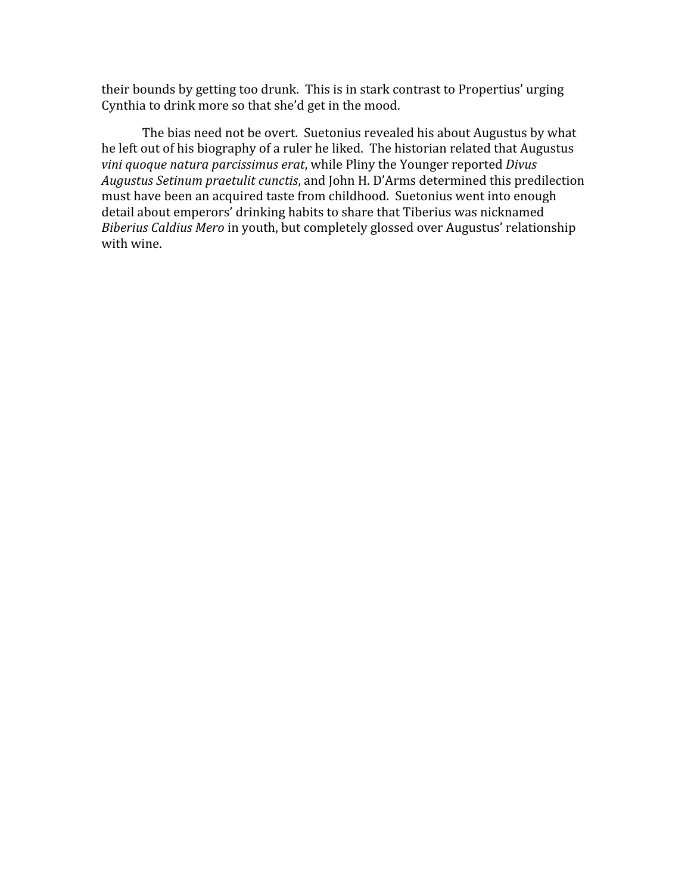their bounds by getting too drunk. This is in stark contrast to Propertius' urging Cynthia to drink more so that she'd get in the mood.

The bias need not be overt. Suetonius revealed his about Augustus by what he left out of his biography of a ruler he liked. The historian related that Augustus *vini quoque natura parcissimus erat*, while Pliny the Younger reported *Divus Augustus Setinum praetulit cunctis*, and John H. D'Arms determined this predilection must have been an acquired taste from childhood. Suetonius went into enough detail about emperors' drinking habits to share that Tiberius was nicknamed *Biberius Caldius Mero* in youth, but completely glossed over Augustus' relationship with wine.